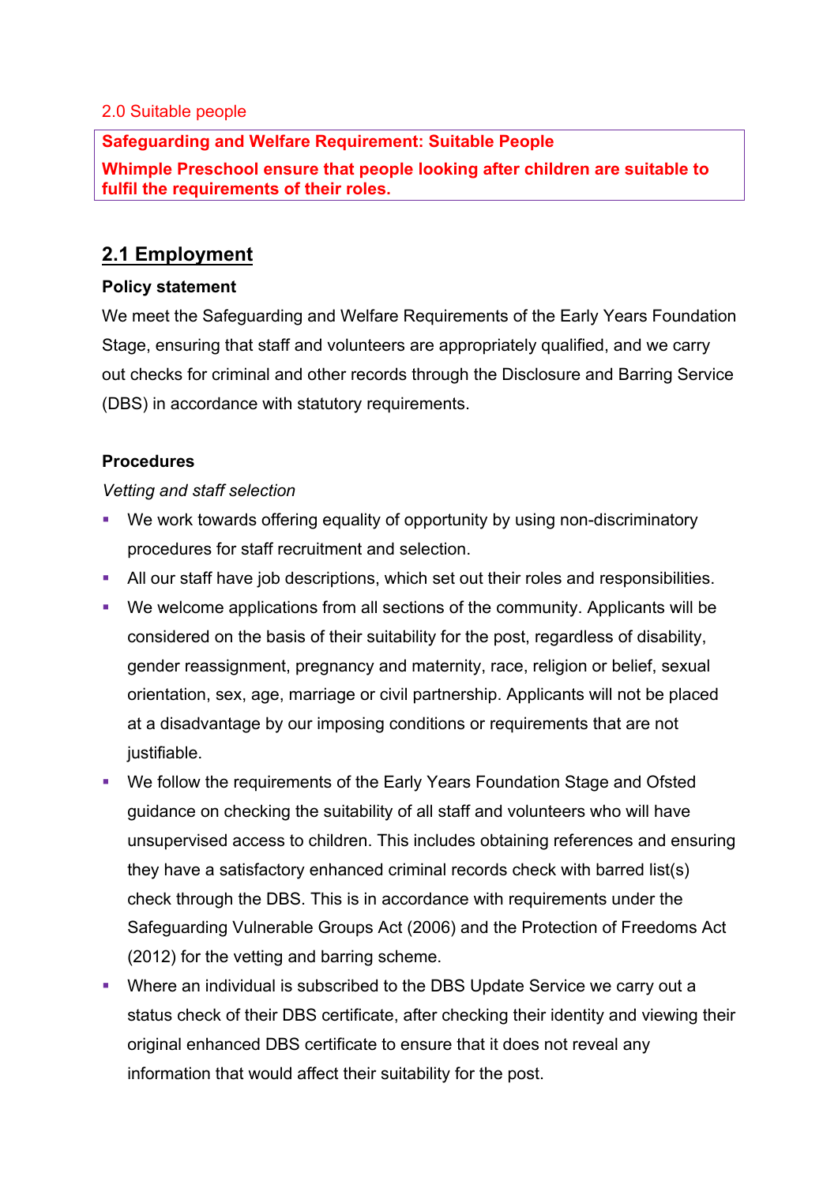2.0 Suitable people

**Safeguarding and Welfare Requirement: Suitable People**

**Whimple Preschool ensure that people looking after children are suitable to fulfil the requirements of their roles.**

## 2.1 Employment

**Policy statement**

We meet the Safeguarding and Welfare Requirements of the Early Years Foundation Stage, ensuring that staff and volunteers are appropriately qualified, and we carry out checks for criminal and other records through the Disclosure and Barring Service (DBS) in accordance with statutory requirements.

**Procedures**

*Vetting and staff selection*

- We work towards offering equality of opportunity by using non-discriminatory procedures for staff recruitment and selection.
- All our staff have job descriptions, which set out their roles and responsibilities.
- We welcome applications from all sections of the community. Applicants will be considered on the basis of their suitability for the post, regardless of disability, gender reassignment, pregnancy and maternity, race, religion or belief, sexual orientation, sex, age, marriage or civil partnership. Applicants will not be placed at a disadvantage by our imposing conditions or requirements that are not justifiable.
- We follow the requirements of the Early Years Foundation Stage and Ofsted guidance on checking the suitability of all staff and volunteers who will have unsupervised access to children. This includes obtaining references and ensuring they have a satisfactory enhanced criminal records check with barred list(s) check through the DBS. This is in accordance with requirements under the Safeguarding Vulnerable Groups Act (2006) and the Protection of Freedoms Act (2012) for the vetting and barring scheme.
- Where an individual is subscribed to the DBS Update Service we carry out a status check of their DBS certificate, after checking their identity and viewing their original enhanced DBS certificate to ensure that it does not reveal any information that would affect their suitability for the post.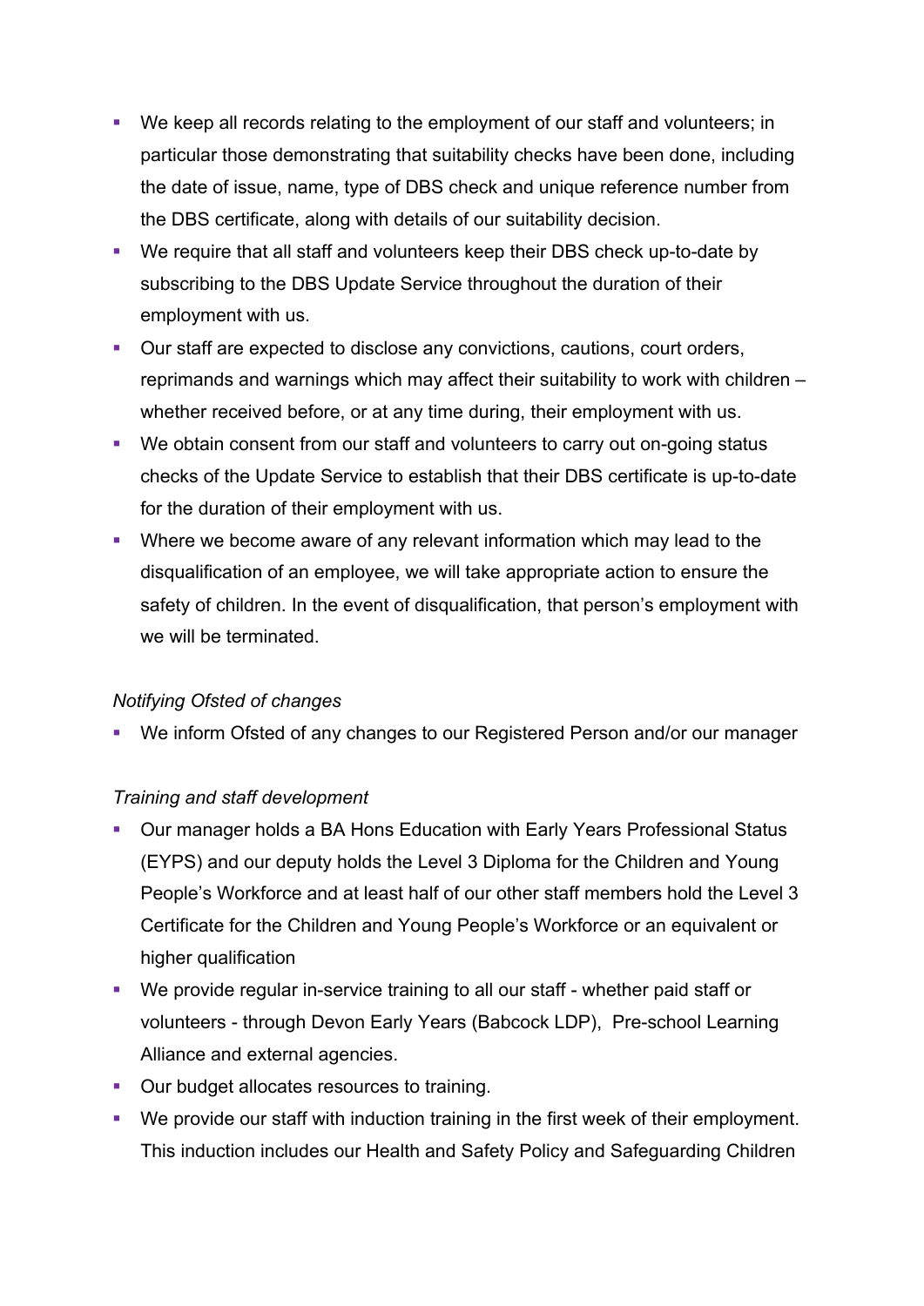- We keep all records relating to the employment of our staff and volunteers; in particular those demonstrating that suitability checks have been done, including the date of issue, name, type of DBS check and unique reference number from the DBS certificate, along with details of our suitability decision.
- We require that all staff and volunteers keep their DBS check up-to-date by subscribing to the DBS Update Service throughout the duration of their employment with us.
- Our staff are expected to disclose any convictions, cautions, court orders, reprimands and warnings which may affect their suitability to work with children – whether received before, or at any time during, their employment with us.
- We obtain consent from our staff and volunteers to carry out on-going status checks of the Update Service to establish that their DBS certificate is up-to-date for the duration of their employment with us.
- Where we become aware of any relevant information which may lead to the disqualification of an employee, we will take appropriate action to ensure the safety of children. In the event of disqualification, that person's employment with we will be terminated.

*Notifying Ofsted of changes*

- We inform Ofsted of any changes to our Registered Person and/or our manager

*Training and staff development*

- Our manager holds a BA Hons Education with Early Years Professional Status (EYPS) and our deputy holds the Level 3 Diploma for the Children and Young People's Workforce and at least half of our other staff members hold the Level 3 Certificate for the Children and Young People's Workforce or an equivalent or higher qualification
- We provide regular in-service training to all our staff - whether paid staff or volunteers - through Devon Early Years (Babcock LDP), Pre-school Learning Alliance and external agencies.
- Our budget allocates resources to training.
- We provide our staff with induction training in the first week of their employment. This induction includes our Health and Safety Policy and Safeguarding Children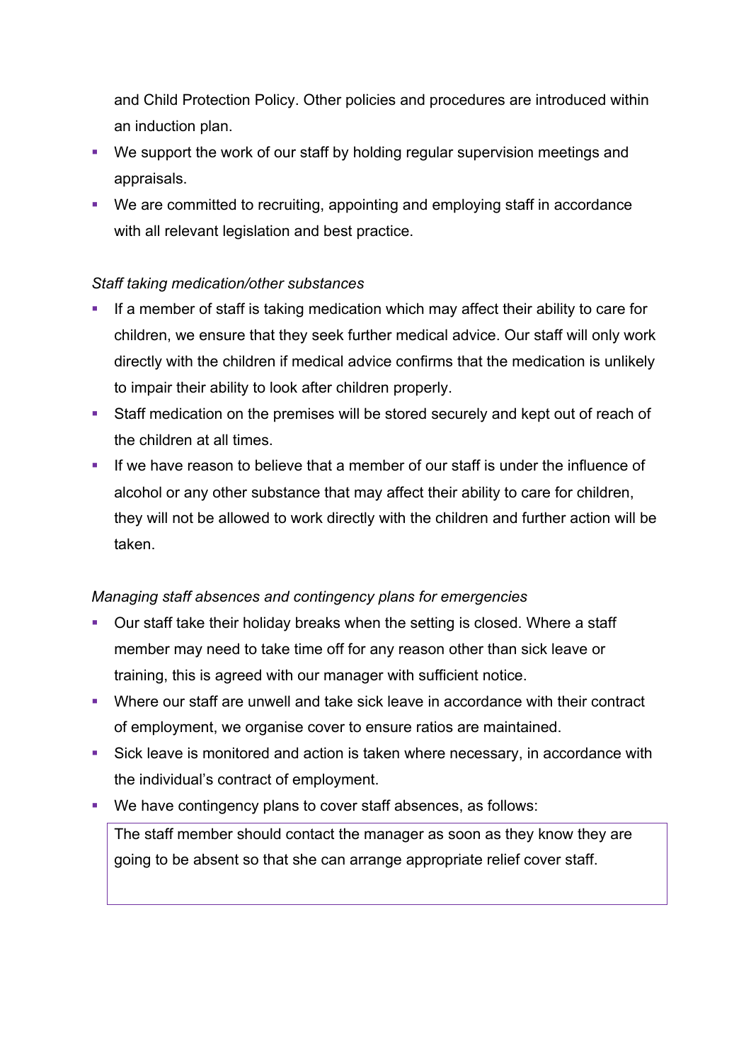and Child Protection Policy. Other policies and procedures are introduced within an induction plan.

- We support the work of our staff by holding regular supervision meetings and appraisals.
- We are committed to recruiting, appointing and employing staff in accordance with all relevant legislation and best practice.

*Staff taking medication/other substances*

- If a member of staff is taking medication which may affect their ability to care for children, we ensure that they seek further medical advice. Our staff will only work directly with the children if medical advice confirms that the medication is unlikely to impair their ability to look after children properly.
- Staff medication on the premises will be stored securely and kept out of reach of the children at all times.
- If we have reason to believe that a member of our staff is under the influence of alcohol or any other substance that may affect their ability to care for children, they will not be allowed to work directly with the children and further action will be taken.

*Managing staff absences and contingency plans for emergencies*

- Our staff take their holiday breaks when the setting is closed. Where a staff member may need to take time off for any reason other than sick leave or training, this is agreed with our manager with sufficient notice.
- Where our staff are unwell and take sick leave in accordance with their contract of employment, we organise cover to ensure ratios are maintained.
- Sick leave is monitored and action is taken where necessary, in accordance with the individual's contract of employment.
- We have contingency plans to cover staff absences, as follows:

| The staff member should contact the manager as soon as they know they are going to be absent so that she can arrange appropriate relief cover staff. |
|---|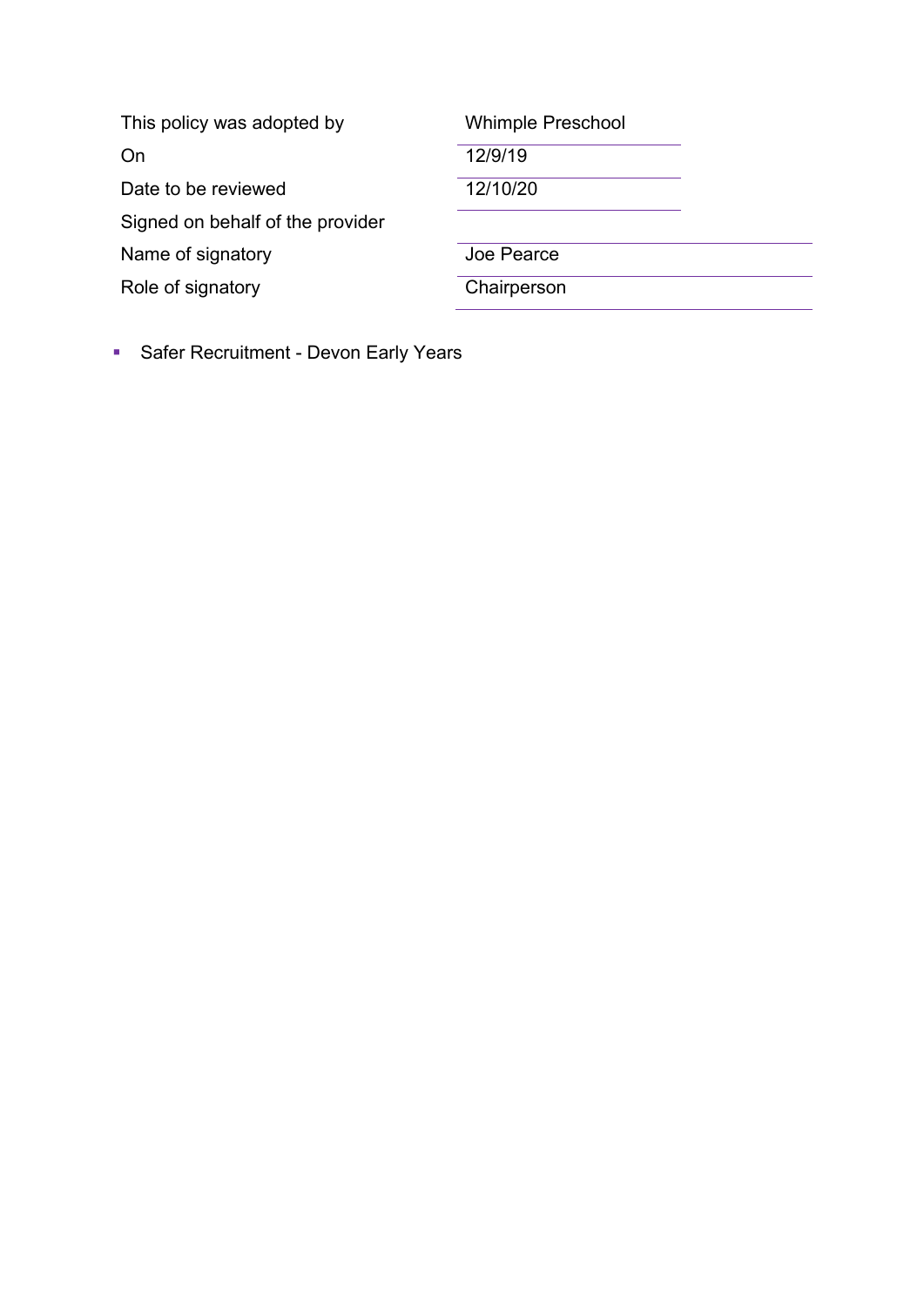| | |
|---|---|
| This policy was adopted by | Whimple Preschool |
| On | 12/9/19 |
| Date to be reviewed | 12/10/20 |
| Signed on behalf of the provider | |
| Name of signatory | Joe Pearce |
| Role of signatory | Chairperson |

- Safer Recruitment - Devon Early Years